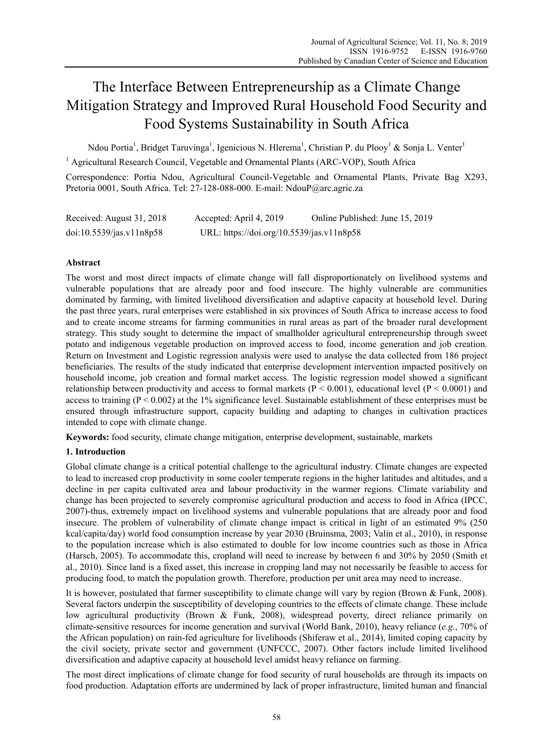# The Interface Between Entrepreneurship as a Climate Change Mitigation Strategy and Improved Rural Household Food Security and Food Systems Sustainability in South Africa

Ndou Portia[1], Bridget Taruvinga[1], Igenicious N. Hlerema[1], Christian P. du Plooy[1] & Sonja L. Venter[1]

[1] Agricultural Research Council, Vegetable and Ornamental Plants (ARC-VOP), South Africa

Correspondence: Portia Ndou, Agricultural Council-Vegetable and Ornamental Plants, Private Bag X293, Pretoria 0001, South Africa. Tel: 27-128-088-000. E-mail: NdouP@arc.agric.za

Received: August 31, 2018 Accepted: April 4, 2019 Online Published: June 15, 2019

doi:10.5539/jas.v11n8p58 URL: https://doi.org/10.5539/jas.v11n8p58

## Abstract

The worst and most direct impacts of climate change will fall disproportionately on livelihood systems and vulnerable populations that are already poor and food insecure. The highly vulnerable are communities dominated by farming, with limited livelihood diversification and adaptive capacity at household level. During the past three years, rural enterprises were established in six provinces of South Africa to increase access to food and to create income streams for farming communities in rural areas as part of the broader rural development strategy. This study sought to determine the impact of smallholder agricultural entrepreneurship through sweet potato and indigenous vegetable production on improved access to food, income generation and job creation. Return on Investment and Logistic regression analysis were used to analyse the data collected from 186 project beneficiaries. The results of the study indicated that enterprise development intervention impacted positively on household income, job creation and formal market access. The logistic regression model showed a significant relationship between productivity and access to formal markets ($P < 0.001$), educational level ($P < 0.0001$) and access to training ($P < 0.002$) at the 1% significance level. Sustainable establishment of these enterprises must be ensured through infrastructure support, capacity building and adapting to changes in cultivation practices intended to cope with climate change.

**Keywords:** food security, climate change mitigation, enterprise development, sustainable, markets

## 1. Introduction

Global climate change is a critical potential challenge to the agricultural industry. Climate changes are expected to lead to increased crop productivity in some cooler temperate regions in the higher latitudes and altitudes, and a decline in per capita cultivated area and labour productivity in the warmer regions. Climate variability and change has been projected to severely compromise agricultural production and access to food in Africa (IPCC, 2007)-thus, extremely impact on livelihood systems and vulnerable populations that are already poor and food insecure. The problem of vulnerability of climate change impact is critical in light of an estimated 9% (250 kcal/capita/day) world food consumption increase by year 2030 (Bruinsma, 2003; Valin et al., 2010), in response to the population increase which is also estimated to double for low income countries such as those in Africa (Harsch, 2005). To accommodate this, cropland will need to increase by between 6 and 30% by 2050 (Smith et al., 2010). Since land is a fixed asset, this increase in cropping land may not necessarily be feasible to access for producing food, to match the population growth. Therefore, production per unit area may need to increase.

It is however, postulated that farmer susceptibility to climate change will vary by region (Brown & Funk, 2008). Several factors underpin the susceptibility of developing countries to the effects of climate change. These include low agricultural productivity (Brown & Funk, 2008), widespread poverty, direct reliance primarily on climate-sensitive resources for income generation and survival (World Bank, 2010), heavy reliance (*e.g.*, 70% of the African population) on rain-fed agriculture for livelihoods (Shiferaw et al., 2014), limited coping capacity by the civil society, private sector and government (UNFCCC, 2007). Other factors include limited livelihood diversification and adaptive capacity at household level amidst heavy reliance on farming.

The most direct implications of climate change for food security of rural households are through its impacts on food production. Adaptation efforts are undermined by lack of proper infrastructure, limited human and financial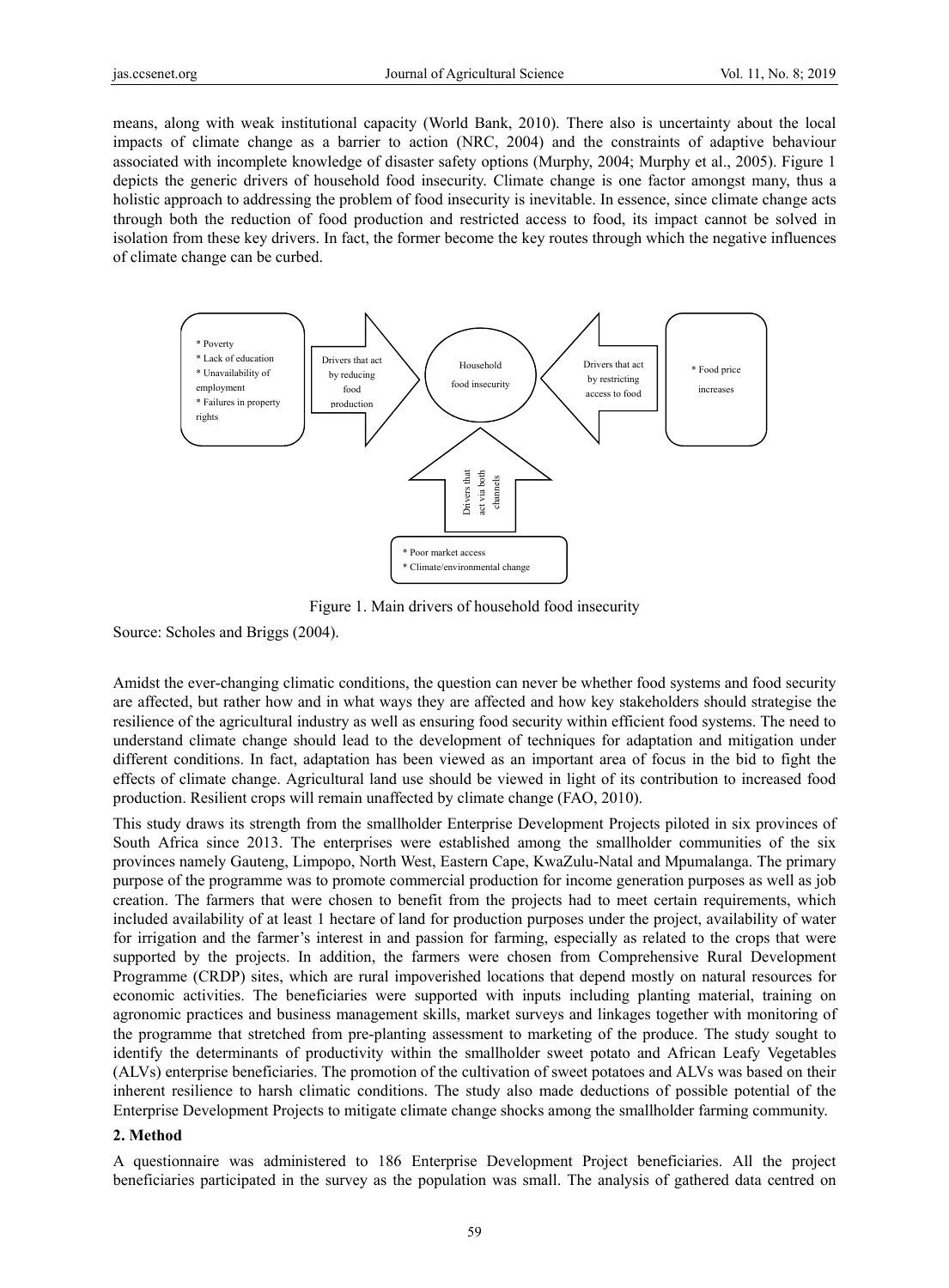means, along with weak institutional capacity (World Bank, 2010). There also is uncertainty about the local impacts of climate change as a barrier to action (NRC, 2004) and the constraints of adaptive behaviour associated with incomplete knowledge of disaster safety options (Murphy, 2004; Murphy et al., 2005). Figure 1 depicts the generic drivers of household food insecurity. Climate change is one factor amongst many, thus a holistic approach to addressing the problem of food insecurity is inevitable. In essence, since climate change acts through both the reduction of food production and restricted access to food, its impact cannot be solved in isolation from these key drivers. In fact, the former become the key routes through which the negative influences of climate change can be curbed.

Figure 1. Main drivers of household food insecurity

Source: Scholes and Briggs (2004).

Amidst the ever-changing climatic conditions, the question can never be whether food systems and food security are affected, but rather how and in what ways they are affected and how key stakeholders should strategise the resilience of the agricultural industry as well as ensuring food security within efficient food systems. The need to understand climate change should lead to the development of techniques for adaptation and mitigation under different conditions. In fact, adaptation has been viewed as an important area of focus in the bid to fight the effects of climate change. Agricultural land use should be viewed in light of its contribution to increased food production. Resilient crops will remain unaffected by climate change (FAO, 2010).

This study draws its strength from the smallholder Enterprise Development Projects piloted in six provinces of South Africa since 2013. The enterprises were established among the smallholder communities of the six provinces namely Gauteng, Limpopo, North West, Eastern Cape, KwaZulu-Natal and Mpumalanga. The primary purpose of the programme was to promote commercial production for income generation purposes as well as job creation. The farmers that were chosen to benefit from the projects had to meet certain requirements, which included availability of at least 1 hectare of land for production purposes under the project, availability of water for irrigation and the farmer's interest in and passion for farming, especially as related to the crops that were supported by the projects. In addition, the farmers were chosen from Comprehensive Rural Development Programme (CRDP) sites, which are rural impoverished locations that depend mostly on natural resources for economic activities. The beneficiaries were supported with inputs including planting material, training on agronomic practices and business management skills, market surveys and linkages together with monitoring of the programme that stretched from pre-planting assessment to marketing of the produce. The study sought to identify the determinants of productivity within the smallholder sweet potato and African Leafy Vegetables (ALVs) enterprise beneficiaries. The promotion of the cultivation of sweet potatoes and ALVs was based on their inherent resilience to harsh climatic conditions. The study also made deductions of possible potential of the Enterprise Development Projects to mitigate climate change shocks among the smallholder farming community.

## 2. Method

A questionnaire was administered to 186 Enterprise Development Project beneficiaries. All the project beneficiaries participated in the survey as the population was small. The analysis of gathered data centred on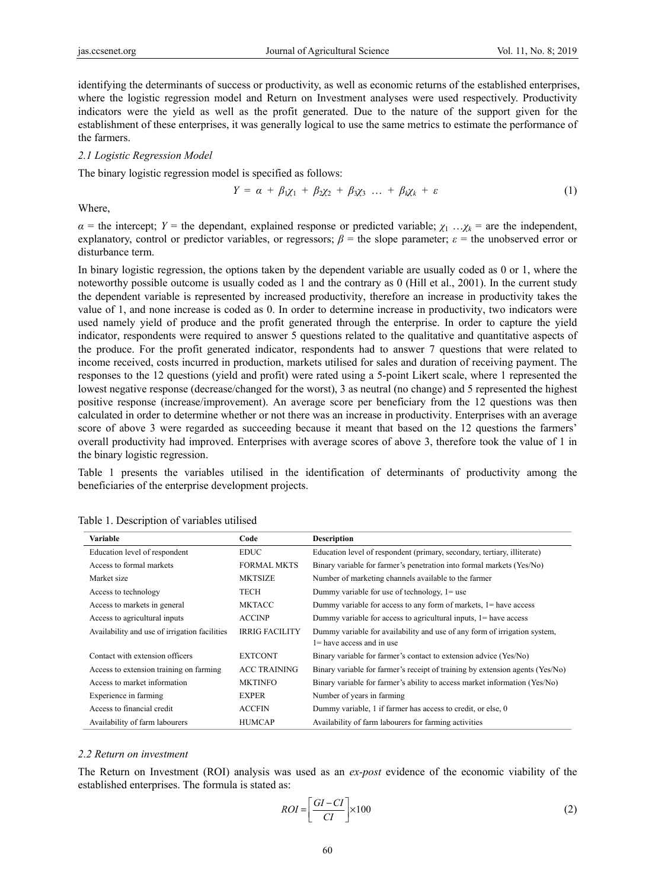identifying the determinants of success or productivity, as well as economic returns of the established enterprises, where the logistic regression model and Return on Investment analyses were used respectively. Productivity indicators were the yield as well as the profit generated. Due to the nature of the support given for the establishment of these enterprises, it was generally logical to use the same metrics to estimate the performance of the farmers.

### 2.1 Logistic Regression Model

The binary logistic regression model is specified as follows:

$$Y = \alpha + \beta_1\chi_1 + \beta_2\chi_2 + \beta_3\chi_3 \ldots + \beta_k\chi_k + \varepsilon \tag{1}$$

Where,

$\alpha$ = the intercept; $Y$ = the dependant, explained response or predicted variable; $\chi_1 \ldots \chi_k$ = are the independent, explanatory, control or predictor variables, or regressors; $\beta$ = the slope parameter; $\varepsilon$ = the unobserved error or disturbance term.

In binary logistic regression, the options taken by the dependent variable are usually coded as 0 or 1, where the noteworthy possible outcome is usually coded as 1 and the contrary as 0 (Hill et al., 2001). In the current study the dependent variable is represented by increased productivity, therefore an increase in productivity takes the value of 1, and none increase is coded as 0. In order to determine increase in productivity, two indicators were used namely yield of produce and the profit generated through the enterprise. In order to capture the yield indicator, respondents were required to answer 5 questions related to the qualitative and quantitative aspects of the produce. For the profit generated indicator, respondents had to answer 7 questions that were related to income received, costs incurred in production, markets utilised for sales and duration of receiving payment. The responses to the 12 questions (yield and profit) were rated using a 5-point Likert scale, where 1 represented the lowest negative response (decrease/changed for the worst), 3 as neutral (no change) and 5 represented the highest positive response (increase/improvement). An average score per beneficiary from the 12 questions was then calculated in order to determine whether or not there was an increase in productivity. Enterprises with an average score of above 3 were regarded as succeeding because it meant that based on the 12 questions the farmers' overall productivity had improved. Enterprises with average scores of above 3, therefore took the value of 1 in the binary logistic regression.

Table 1 presents the variables utilised in the identification of determinants of productivity among the beneficiaries of the enterprise development projects.

Table 1. Description of variables utilised

| Variable | Code | Description |
|---|---|---|
| Education level of respondent | EDUC | Education level of respondent (primary, secondary, tertiary, illiterate) |
| Access to formal markets | FORMAL MKTS | Binary variable for farmer's penetration into formal markets (Yes/No) |
| Market size | MKTSIZE | Number of marketing channels available to the farmer |
| Access to technology | TECH | Dummy variable for use of technology, 1= use |
| Access to markets in general | MKTACC | Dummy variable for access to any form of markets, 1= have access |
| Access to agricultural inputs | ACCINP | Dummy variable for access to agricultural inputs, 1= have access |
| Availability and use of irrigation facilities | IRRIG FACILITY | Dummy variable for availability and use of any form of irrigation system, 1= have access and in use |
| Contact with extension officers | EXTCONT | Binary variable for farmer's contact to extension advice (Yes/No) |
| Access to extension training on farming | ACC TRAINING | Binary variable for farmer's receipt of training by extension agents (Yes/No) |
| Access to market information | MKTINFO | Binary variable for farmer's ability to access market information (Yes/No) |
| Experience in farming | EXPER | Number of years in farming |
| Access to financial credit | ACCFIN | Dummy variable, 1 if farmer has access to credit, or else, 0 |
| Availability of farm labourers | HUMCAP | Availability of farm labourers for farming activities |

### 2.2 Return on investment

The Return on Investment (ROI) analysis was used as an *ex-post* evidence of the economic viability of the established enterprises. The formula is stated as:

$$ROI = \left[\frac{GI - CI}{CI}\right] \times 100 \tag{2}$$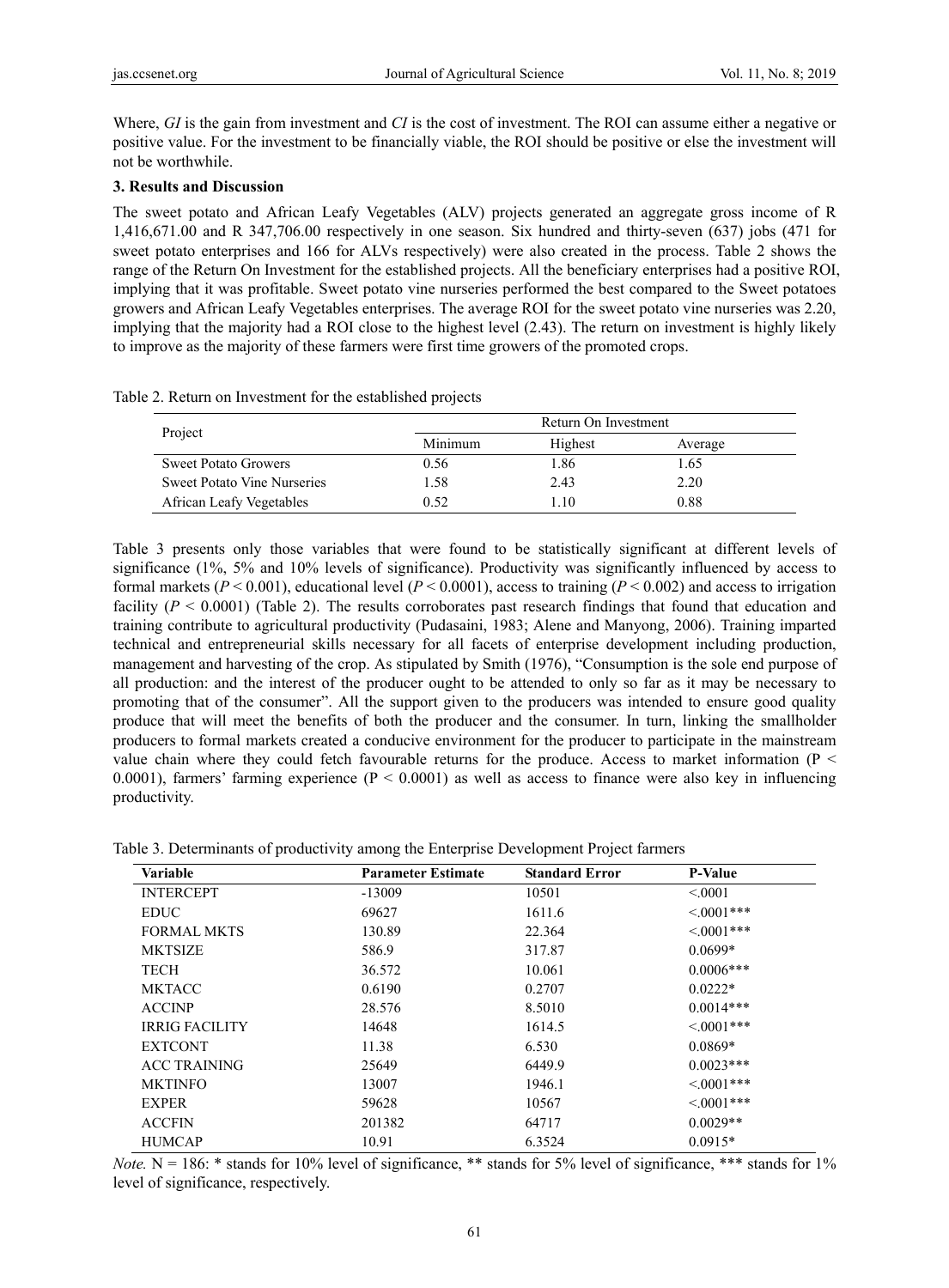Where, *GI* is the gain from investment and *CI* is the cost of investment. The ROI can assume either a negative or positive value. For the investment to be financially viable, the ROI should be positive or else the investment will not be worthwhile.

## 3. Results and Discussion

The sweet potato and African Leafy Vegetables (ALV) projects generated an aggregate gross income of R 1,416,671.00 and R 347,706.00 respectively in one season. Six hundred and thirty-seven (637) jobs (471 for sweet potato enterprises and 166 for ALVs respectively) were also created in the process. Table 2 shows the range of the Return On Investment for the established projects. All the beneficiary enterprises had a positive ROI, implying that it was profitable. Sweet potato vine nurseries performed the best compared to the Sweet potatoes growers and African Leafy Vegetables enterprises. The average ROI for the sweet potato vine nurseries was 2.20, implying that the majority had a ROI close to the highest level (2.43). The return on investment is highly likely to improve as the majority of these farmers were first time growers of the promoted crops.

Table 2. Return on Investment for the established projects

| Project | Return On Investment | | |
|---|---|---|---|
| | Minimum | Highest | Average |
| Sweet Potato Growers | 0.56 | 1.86 | 1.65 |
| Sweet Potato Vine Nurseries | 1.58 | 2.43 | 2.20 |
| African Leafy Vegetables | 0.52 | 1.10 | 0.88 |

Table 3 presents only those variables that were found to be statistically significant at different levels of significance (1%, 5% and 10% levels of significance). Productivity was significantly influenced by access to formal markets ($P < 0.001$), educational level ($P < 0.0001$), access to training ($P < 0.002$) and access to irrigation facility ($P < 0.0001$) (Table 2). The results corroborates past research findings that found that education and training contribute to agricultural productivity (Pudasaini, 1983; Alene and Manyong, 2006). Training imparted technical and entrepreneurial skills necessary for all facets of enterprise development including production, management and harvesting of the crop. As stipulated by Smith (1976), "Consumption is the sole end purpose of all production: and the interest of the producer ought to be attended to only so far as it may be necessary to promoting that of the consumer". All the support given to the producers was intended to ensure good quality produce that will meet the benefits of both the producer and the consumer. In turn, linking the smallholder producers to formal markets created a conducive environment for the producer to participate in the mainstream value chain where they could fetch favourable returns for the produce. Access to market information ($P < 0.0001$), farmers' farming experience ($P < 0.0001$) as well as access to finance were also key in influencing productivity.

Table 3. Determinants of productivity among the Enterprise Development Project farmers

| Variable | Parameter Estimate | Standard Error | P-Value |
|---|---|---|---|
| INTERCEPT | -13009 | 10501 | <.0001 |
| EDUC | 69627 | 1611.6 | <.0001*** |
| FORMAL MKTS | 130.89 | 22.364 | <.0001*** |
| MKTSIZE | 586.9 | 317.87 | 0.0699* |
| TECH | 36.572 | 10.061 | 0.0006*** |
| MKTACC | 0.6190 | 0.2707 | 0.0222* |
| ACCINP | 28.576 | 8.5010 | 0.0014*** |
| IRRIG FACILITY | 14648 | 1614.5 | <.0001*** |
| EXTCONT | 11.38 | 6.530 | 0.0869* |
| ACC TRAINING | 25649 | 6449.9 | 0.0023*** |
| MKTINFO | 13007 | 1946.1 | <.0001*** |
| EXPER | 59628 | 10567 | <.0001*** |
| ACCFIN | 201382 | 64717 | 0.0029** |
| HUMCAP | 10.91 | 6.3524 | 0.0915* |

*Note.* N = 186: * stands for 10% level of significance, ** stands for 5% level of significance, *** stands for 1% level of significance, respectively.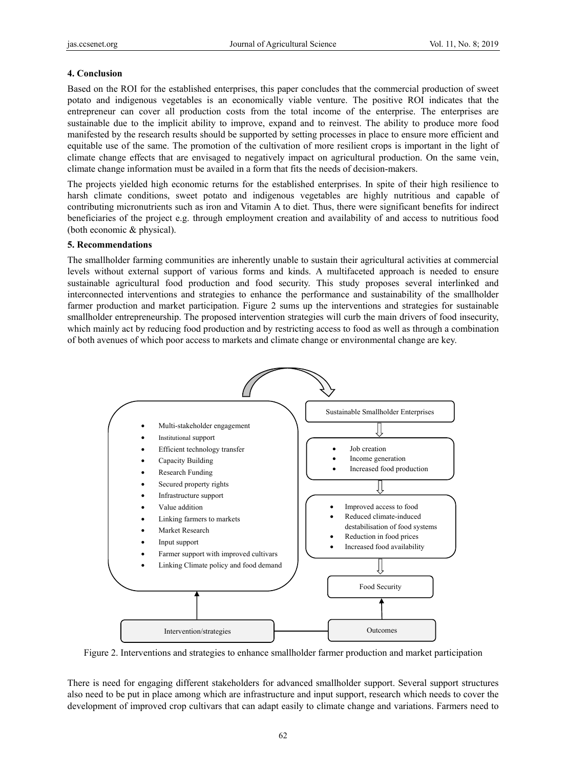## 4. Conclusion

Based on the ROI for the established enterprises, this paper concludes that the commercial production of sweet potato and indigenous vegetables is an economically viable venture. The positive ROI indicates that the entrepreneur can cover all production costs from the total income of the enterprise. The enterprises are sustainable due to the implicit ability to improve, expand and to reinvest. The ability to produce more food manifested by the research results should be supported by setting processes in place to ensure more efficient and equitable use of the same. The promotion of the cultivation of more resilient crops is important in the light of climate change effects that are envisaged to negatively impact on agricultural production. On the same vein, climate change information must be availed in a form that fits the needs of decision-makers.

The projects yielded high economic returns for the established enterprises. In spite of their high resilience to harsh climate conditions, sweet potato and indigenous vegetables are highly nutritious and capable of contributing micronutrients such as iron and Vitamin A to diet. Thus, there were significant benefits for indirect beneficiaries of the project e.g. through employment creation and availability of and access to nutritious food (both economic & physical).

## 5. Recommendations

The smallholder farming communities are inherently unable to sustain their agricultural activities at commercial levels without external support of various forms and kinds. A multifaceted approach is needed to ensure sustainable agricultural food production and food security. This study proposes several interlinked and interconnected interventions and strategies to enhance the performance and sustainability of the smallholder farmer production and market participation. Figure 2 sums up the interventions and strategies for sustainable smallholder entrepreneurship. The proposed intervention strategies will curb the main drivers of food insecurity, which mainly act by reducing food production and by restricting access to food as well as through a combination of both avenues of which poor access to markets and climate change or environmental change are key.

**Intervention/strategies**

- Multi-stakeholder engagement
- Institutional support
- Efficient technology transfer
- Capacity Building
- Research Funding
- Secured property rights
- Infrastructure support
- Value addition
- Linking farmers to markets
- Market Research
- Input support
- Farmer support with improved cultivars
- Linking Climate policy and food demand

**Outcomes**

Sustainable Smallholder Enterprises

- Job creation
- Income generation
- Increased food production

- Improved access to food
- Reduced climate-induced destabilisation of food systems
- Reduction in food prices
- Increased food availability

Food Security

Figure 2. Interventions and strategies to enhance smallholder farmer production and market participation

There is need for engaging different stakeholders for advanced smallholder support. Several support structures also need to be put in place among which are infrastructure and input support, research which needs to cover the development of improved crop cultivars that can adapt easily to climate change and variations. Farmers need to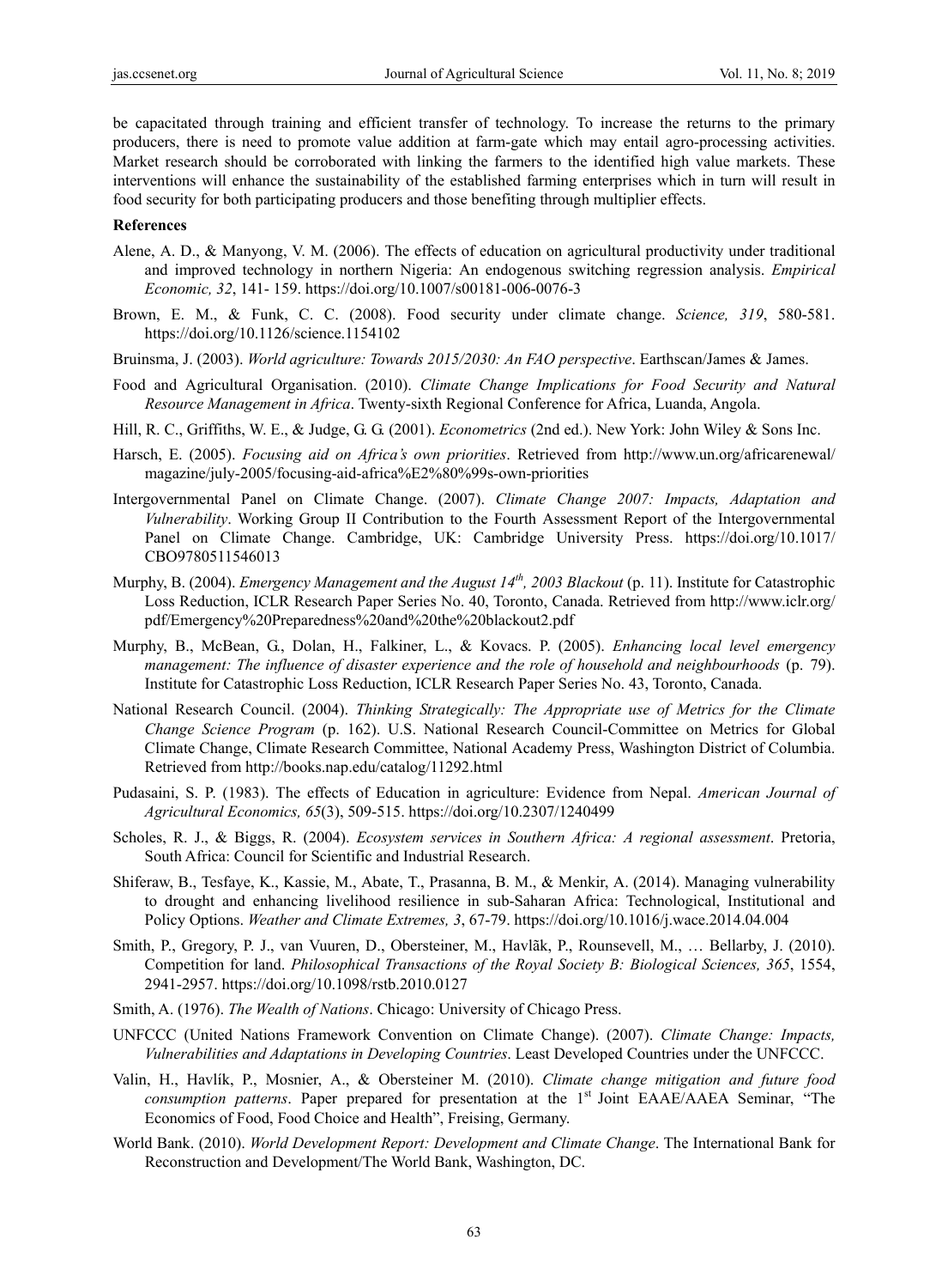be capacitated through training and efficient transfer of technology. To increase the returns to the primary producers, there is need to promote value addition at farm-gate which may entail agro-processing activities. Market research should be corroborated with linking the farmers to the identified high value markets. These interventions will enhance the sustainability of the established farming enterprises which in turn will result in food security for both participating producers and those benefiting through multiplier effects.

**References**

Alene, A. D., & Manyong, V. M. (2006). The effects of education on agricultural productivity under traditional and improved technology in northern Nigeria: An endogenous switching regression analysis. *Empirical Economic, 32*, 141- 159. https://doi.org/10.1007/s00181-006-0076-3

Brown, E. M., & Funk, C. C. (2008). Food security under climate change. *Science, 319*, 580-581. https://doi.org/10.1126/science.1154102

Bruinsma, J. (2003). *World agriculture: Towards 2015/2030: An FAO perspective*. Earthscan/James & James.

Food and Agricultural Organisation. (2010). *Climate Change Implications for Food Security and Natural Resource Management in Africa*. Twenty-sixth Regional Conference for Africa, Luanda, Angola.

Hill, R. C., Griffiths, W. E., & Judge, G. G. (2001). *Econometrics* (2nd ed.). New York: John Wiley & Sons Inc.

Harsch, E. (2005). *Focusing aid on Africa's own priorities*. Retrieved from http://www.un.org/africarenewal/magazine/july-2005/focusing-aid-africa%E2%80%99s-own-priorities

Intergovernmental Panel on Climate Change. (2007). *Climate Change 2007: Impacts, Adaptation and Vulnerability*. Working Group II Contribution to the Fourth Assessment Report of the Intergovernmental Panel on Climate Change. Cambridge, UK: Cambridge University Press. https://doi.org/10.1017/CBO9780511546013

Murphy, B. (2004). *Emergency Management and the August 14th, 2003 Blackout* (p. 11). Institute for Catastrophic Loss Reduction, ICLR Research Paper Series No. 40, Toronto, Canada. Retrieved from http://www.iclr.org/pdf/Emergency%20Preparedness%20and%20the%20blackout2.pdf

Murphy, B., McBean, G., Dolan, H., Falkiner, L., & Kovacs. P. (2005). *Enhancing local level emergency management: The influence of disaster experience and the role of household and neighbourhoods* (p. 79). Institute for Catastrophic Loss Reduction, ICLR Research Paper Series No. 43, Toronto, Canada.

National Research Council. (2004). *Thinking Strategically: The Appropriate use of Metrics for the Climate Change Science Program* (p. 162). U.S. National Research Council-Committee on Metrics for Global Climate Change, Climate Research Committee, National Academy Press, Washington District of Columbia. Retrieved from http://books.nap.edu/catalog/11292.html

Pudasaini, S. P. (1983). The effects of Education in agriculture: Evidence from Nepal. *American Journal of Agricultural Economics, 65*(3), 509-515. https://doi.org/10.2307/1240499

Scholes, R. J., & Biggs, R. (2004). *Ecosystem services in Southern Africa: A regional assessment*. Pretoria, South Africa: Council for Scientific and Industrial Research.

Shiferaw, B., Tesfaye, K., Kassie, M., Abate, T., Prasanna, B. M., & Menkir, A. (2014). Managing vulnerability to drought and enhancing livelihood resilience in sub-Saharan Africa: Technological, Institutional and Policy Options. *Weather and Climate Extremes, 3*, 67-79. https://doi.org/10.1016/j.wace.2014.04.004

Smith, P., Gregory, P. J., van Vuuren, D., Obersteiner, M., Havlãk, P., Rounsevell, M., … Bellarby, J. (2010). Competition for land. *Philosophical Transactions of the Royal Society B: Biological Sciences, 365*, 1554, 2941-2957. https://doi.org/10.1098/rstb.2010.0127

Smith, A. (1976). *The Wealth of Nations*. Chicago: University of Chicago Press.

UNFCCC (United Nations Framework Convention on Climate Change). (2007). *Climate Change: Impacts, Vulnerabilities and Adaptations in Developing Countries*. Least Developed Countries under the UNFCCC.

Valin, H., Havlík, P., Mosnier, A., & Obersteiner M. (2010). *Climate change mitigation and future food consumption patterns*. Paper prepared for presentation at the 1st Joint EAAE/AAEA Seminar, "The Economics of Food, Food Choice and Health", Freising, Germany.

World Bank. (2010). *World Development Report: Development and Climate Change*. The International Bank for Reconstruction and Development/The World Bank, Washington, DC.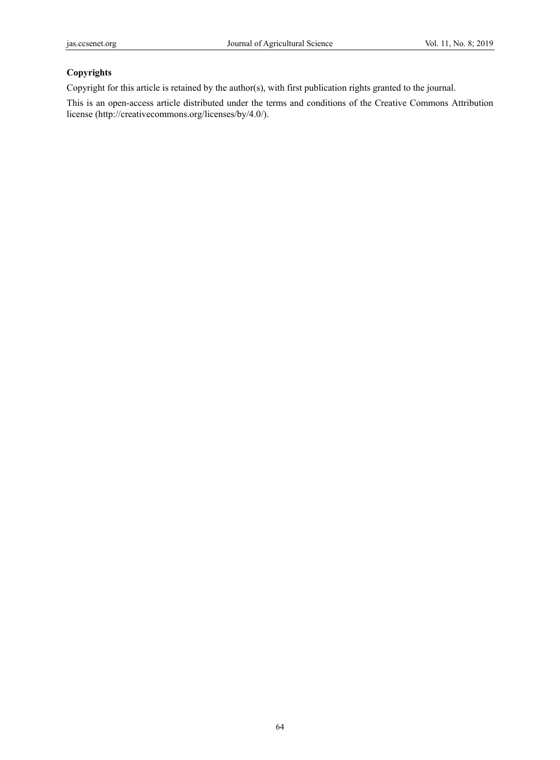**Copyrights**

Copyright for this article is retained by the author(s), with first publication rights granted to the journal.

This is an open-access article distributed under the terms and conditions of the Creative Commons Attribution license (http://creativecommons.org/licenses/by/4.0/).